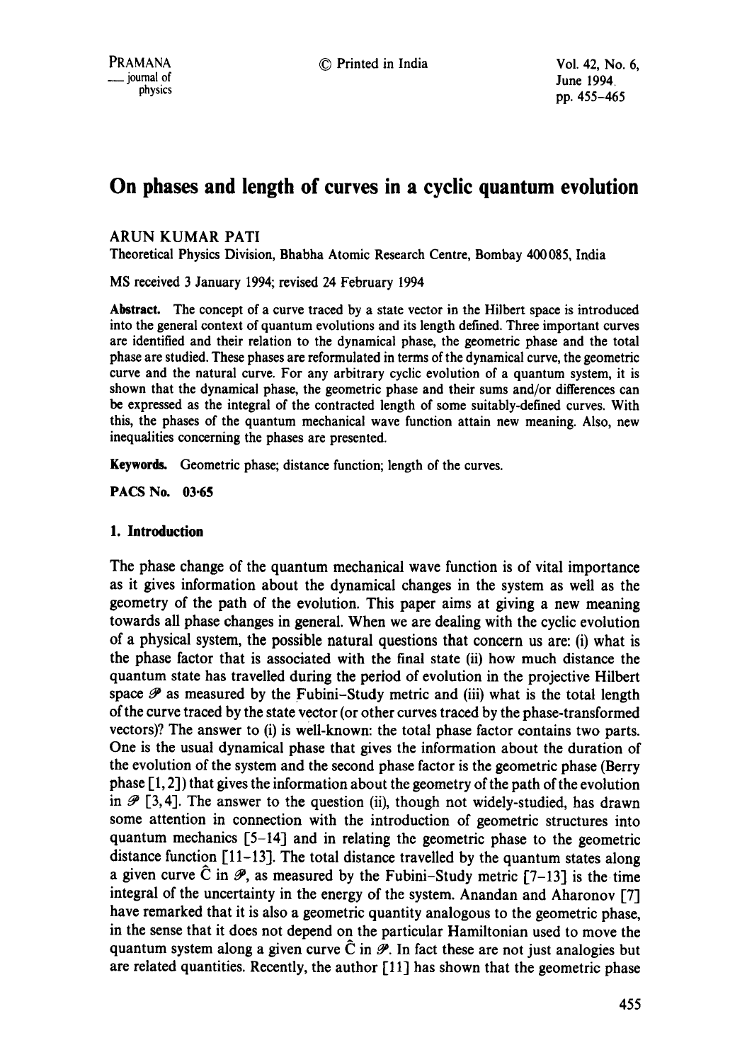# On phases and length of curves in a cyclic quantum evolution

ARUN KUMAR PATI

Theoretical Physics Division, Bhabha Atomic Research Centre, Bombay 400085, India

MS received 3 January 1994; revised 24 February 1994

**Abstract.** The concept of a curve traced by a state vector in the Hilbert space is introduced into the general context of quantum evolutions and its length defined. Three important curves are identified and their relation to the dynamical phase, the geometric phase and the total phase are studied. These phases are reformulated in terms of the dynamical curve, the geometric curve and the natural curve. For any arbitrary cyclic evolution of a quantum system, it is shown that the dynamical phase, the geometric phase and their sums and/or differences can be expressed as the integral of the contracted length of some suitably-defined curves. With this, the phases of the quantum mechanical wave function attain new meaning. Also, new inequalities concerning the phases are presented.

**Keywords.** Geometric phase; distance function; length of the curves.

**PACS No.** 03·65

## 1. Introduction

The phase change of the quantum mechanical wave function is of vital importance as it gives information about the dynamical changes in the system as well as the geometry of the path of the evolution. This paper aims at giving a new meaning towards all phase changes in general. When we are dealing with the cyclic evolution of a physical system, the possible natural questions that concern us are: (i) what is the phase factor that is associated with the final state (ii) how much distance the quantum state has travelled during the period of evolution in the projective Hilbert space $\mathscr{P}$ as measured by the Fubini–Study metric and (iii) what is the total length of the curve traced by the state vector (or other curves traced by the phase-transformed vectors)? The answer to (i) is well-known: the total phase factor contains two parts. One is the usual dynamical phase that gives the information about the duration of the evolution of the system and the second phase factor is the geometric phase (Berry phase [1, 2]) that gives the information about the geometry of the path of the evolution in $\mathscr{P}$ [3, 4]. The answer to the question (ii), though not widely-studied, has drawn some attention in connection with the introduction of geometric structures into quantum mechanics [5–14] and in relating the geometric phase to the geometric distance function [11–13]. The total distance travelled by the quantum states along a given curve $\hat{C}$ in $\mathscr{P}$, as measured by the Fubini–Study metric [7–13] is the time integral of the uncertainty in the energy of the system. Anandan and Aharonov [7] have remarked that it is also a geometric quantity analogous to the geometric phase, in the sense that it does not depend on the particular Hamiltonian used to move the quantum system along a given curve $\hat{C}$ in $\mathscr{P}$. In fact these are not just analogies but are related quantities. Recently, the author [11] has shown that the geometric phase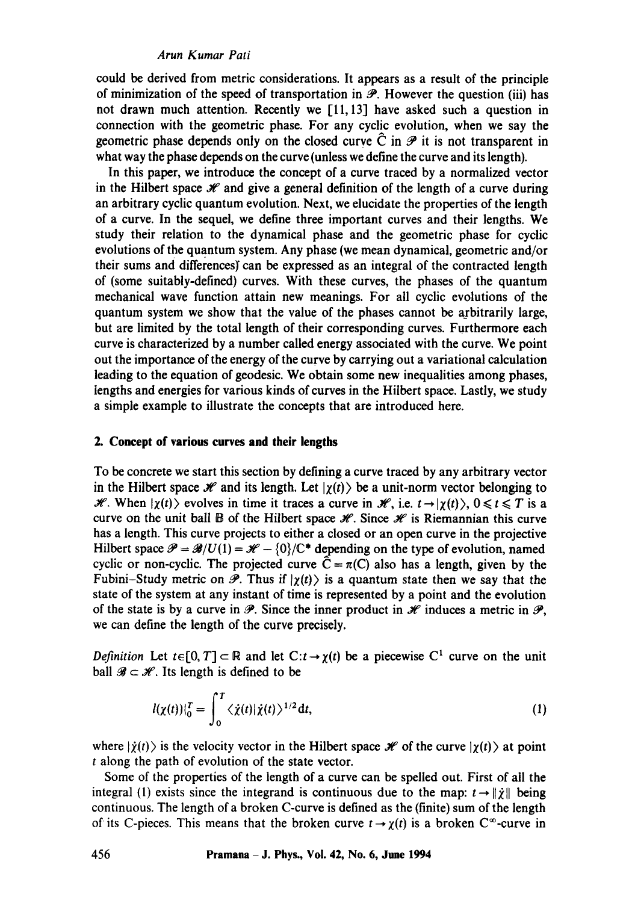could be derived from metric considerations. It appears as a result of the principle of minimization of the speed of transportation in $\mathscr{P}$. However the question (iii) has not drawn much attention. Recently we [11, 13] have asked such a question in connection with the geometric phase. For any cyclic evolution, when we say the geometric phase depends only on the closed curve $\hat{C}$ in $\mathscr{P}$ it is not transparent in what way the phase depends on the curve (unless we define the curve and its length).

In this paper, we introduce the concept of a curve traced by a normalized vector in the Hilbert space $\mathscr{H}$ and give a general definition of the length of a curve during an arbitrary cyclic quantum evolution. Next, we elucidate the properties of the length of a curve. In the sequel, we define three important curves and their lengths. We study their relation to the dynamical phase and the geometric phase for cyclic evolutions of the quantum system. Any phase (we mean dynamical, geometric and/or their sums and differences) can be expressed as an integral of the contracted length of (some suitably-defined) curves. With these curves, the phases of the quantum mechanical wave function attain new meanings. For all cyclic evolutions of the quantum system we show that the value of the phases cannot be arbitrarily large, but are limited by the total length of their corresponding curves. Furthermore each curve is characterized by a number called energy associated with the curve. We point out the importance of the energy of the curve by carrying out a variational calculation leading to the equation of geodesic. We obtain some new inequalities among phases, lengths and energies for various kinds of curves in the Hilbert space. Lastly, we study a simple example to illustrate the concepts that are introduced here.

## 2. Concept of various curves and their lengths

To be concrete we start this section by defining a curve traced by any arbitrary vector in the Hilbert space $\mathscr{H}$ and its length. Let $|\chi(t)\rangle$ be a unit-norm vector belonging to $\mathscr{H}$. When $|\chi(t)\rangle$ evolves in time it traces a curve in $\mathscr{H}$, i.e. $t \to |\chi(t)\rangle$, $0 \leqslant t \leqslant T$ is a curve on the unit ball $\mathbb{B}$ of the Hilbert space $\mathscr{H}$. Since $\mathscr{H}$ is Riemannian this curve has a length. This curve projects to either a closed or an open curve in the projective Hilbert space $\mathscr{P} = \mathscr{B}/U(1) = \mathscr{H} - \{0\}/\mathbb{C}^*$ depending on the type of evolution, named cyclic or non-cyclic. The projected curve $\hat{C} = \pi(C)$ also has a length, given by the Fubini–Study metric on $\mathscr{P}$. Thus if $|\chi(t)\rangle$ is a quantum state then we say that the state of the system at any instant of time is represented by a point and the evolution of the state is by a curve in $\mathscr{P}$. Since the inner product in $\mathscr{H}$ induces a metric in $\mathscr{P}$, we can define the length of the curve precisely.

*Definition* Let $t \in [0, T] \subset \mathbb{R}$ and let $C: t \to \chi(t)$ be a piecewise $C^1$ curve on the unit ball $\mathscr{B} \subset \mathscr{H}$. Its length is defined to be

$$l(\chi(t))|_0^T = \int_0^T \langle \dot{\chi}(t)|\dot{\chi}(t)\rangle^{1/2} \mathrm{d}t, \tag{1}$$

where $|\dot{\chi}(t)\rangle$ is the velocity vector in the Hilbert space $\mathscr{H}$ of the curve $|\chi(t)\rangle$ at point $t$ along the path of evolution of the state vector.

Some of the properties of the length of a curve can be spelled out. First of all the integral (1) exists since the integrand is continuous due to the map: $t \to \|\dot{\chi}\|$ being continuous. The length of a broken C-curve is defined as the (finite) sum of the length of its C-pieces. This means that the broken curve $t \to \chi(t)$ is a broken $C^\infty$-curve in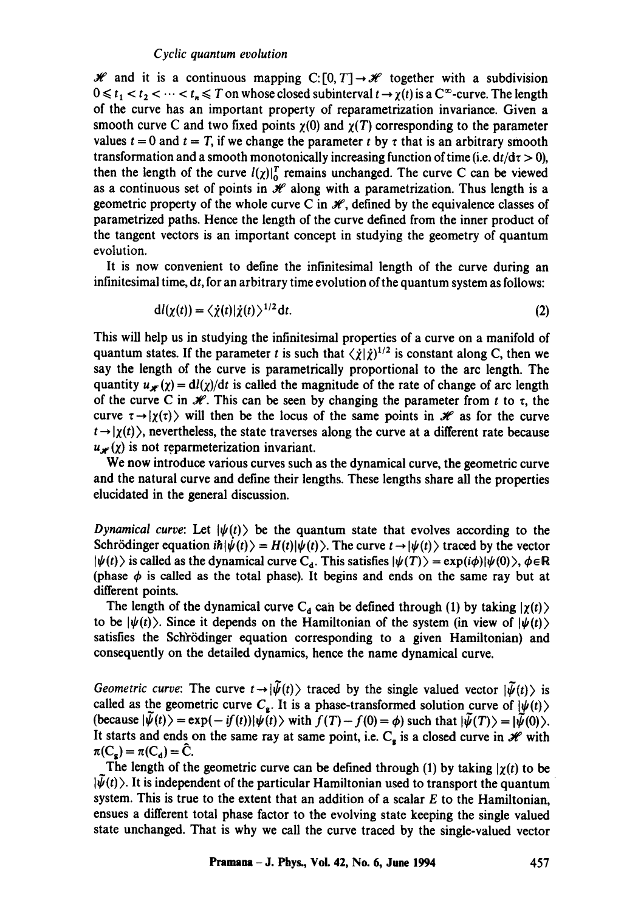$\mathscr{H}$ and it is a continuous mapping $C:[0,T]\rightarrow\mathscr{H}$ together with a subdivision $0\leqslant t_1<t_2<\cdots<t_n\leqslant T$ on whose closed subinterval $t\rightarrow\chi(t)$ is a $C^{\infty}$-curve. The length of the curve has an important property of reparametrization invariance. Given a smooth curve C and two fixed points $\chi(0)$ and $\chi(T)$ corresponding to the parameter values $t=0$ and $t=T$, if we change the parameter $t$ by $\tau$ that is an arbitrary smooth transformation and a smooth monotonically increasing function of time (i.e. $\mathrm{d}t/\mathrm{d}\tau>0$), then the length of the curve $l(\chi)|_0^T$ remains unchanged. The curve C can be viewed as a continuous set of points in $\mathscr{H}$ along with a parametrization. Thus length is a geometric property of the whole curve C in $\mathscr{H}$, defined by the equivalence classes of parametrized paths. Hence the length of the curve defined from the inner product of the tangent vectors is an important concept in studying the geometry of quantum evolution.

It is now convenient to define the infinitesimal length of the curve during an infinitesimal time, $\mathrm{d}t$, for an arbitrary time evolution of the quantum system as follows:

$$\mathrm{d}l(\chi(t))=\langle\dot{\chi}(t)|\dot{\chi}(t)\rangle^{1/2}\,\mathrm{d}t. \tag{2}$$

This will help us in studying the infinitesimal properties of a curve on a manifold of quantum states. If the parameter $t$ is such that $\langle\dot{\chi}|\dot{\chi}\rangle^{1/2}$ is constant along C, then we say the length of the curve is parametrically proportional to the arc length. The quantity $u_{\mathscr{H}}(\chi)=\mathrm{d}l(\chi)/\mathrm{d}t$ is called the magnitude of the rate of change of arc length of the curve C in $\mathscr{H}$. This can be seen by changing the parameter from $t$ to $\tau$, the curve $\tau\rightarrow|\chi(\tau)\rangle$ will then be the locus of the same points in $\mathscr{H}$ as for the curve $t\rightarrow|\chi(t)\rangle$, nevertheless, the state traverses along the curve at a different rate because $u_{\mathscr{H}}(\chi)$ is not reparmeterization invariant.

We now introduce various curves such as the dynamical curve, the geometric curve and the natural curve and define their lengths. These lengths share all the properties elucidated in the general discussion.

*Dynamical curve*: Let $|\psi(t)\rangle$ be the quantum state that evolves according to the Schrödinger equation $i\hbar|\dot{\psi}(t)\rangle=H(t)|\psi(t)\rangle$. The curve $t\rightarrow|\psi(t)\rangle$ traced by the vector $|\psi(t)\rangle$ is called as the dynamical curve $C_d$. This satisfies $|\psi(T)\rangle=\exp(i\phi)|\psi(0)\rangle$, $\phi\in\mathbb{R}$ (phase $\phi$ is called as the total phase). It begins and ends on the same ray but at different points.

The length of the dynamical curve $C_d$ can be defined through (1) by taking $|\chi(t)\rangle$ to be $|\psi(t)\rangle$. Since it depends on the Hamiltonian of the system (in view of $|\psi(t)\rangle$ satisfies the Schrödinger equation corresponding to a given Hamiltonian) and consequently on the detailed dynamics, hence the name dynamical curve.

*Geometric curve*: The curve $t\rightarrow|\tilde{\psi}(t)\rangle$ traced by the single valued vector $|\tilde{\psi}(t)\rangle$ is called as the geometric curve $C_g$. It is a phase-transformed solution curve of $|\psi(t)\rangle$ (because $|\tilde{\psi}(t)\rangle=\exp(-if(t))|\psi(t)\rangle$ with $f(T)-f(0)=\phi$) such that $|\tilde{\psi}(T)\rangle=|\tilde{\psi}(0)\rangle$. It starts and ends on the same ray at same point, i.e. $C_g$ is a closed curve in $\mathscr{H}$ with $\pi(C_g)=\pi(C_d)=\hat{C}$.

The length of the geometric curve can be defined through (1) by taking $|\chi(t)$ to be $|\tilde{\psi}(t)\rangle$. It is independent of the particular Hamiltonian used to transport the quantum system. This is true to the extent that an addition of a scalar $E$ to the Hamiltonian, ensues a different total phase factor to the evolving state keeping the single valued state unchanged. That is why we call the curve traced by the single-valued vector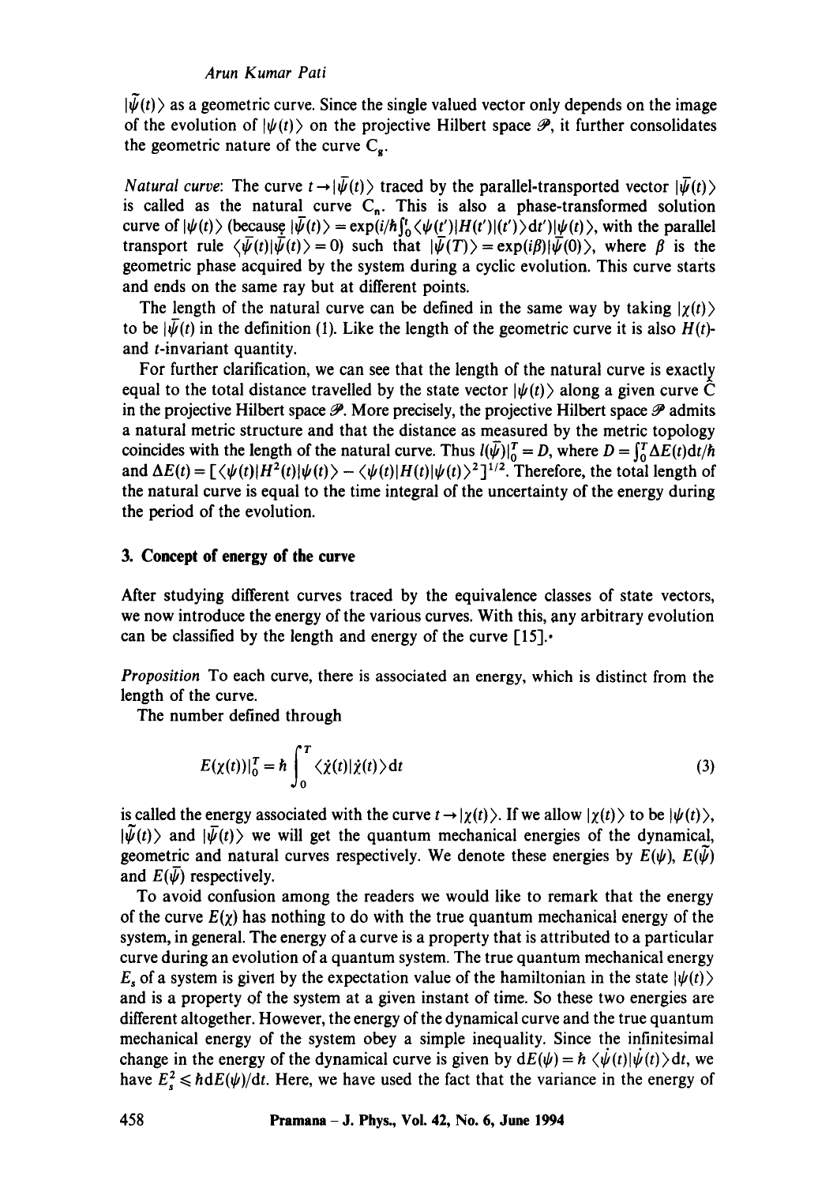$|\tilde{\psi}(t)\rangle$ as a geometric curve. Since the single valued vector only depends on the image of the evolution of $|\psi(t)\rangle$ on the projective Hilbert space $\mathscr{P}$, it further consolidates the geometric nature of the curve $C_g$.

*Natural curve*: The curve $t \rightarrow |\bar{\psi}(t)\rangle$ traced by the parallel-transported vector $|\bar{\psi}(t)\rangle$ is called as the natural curve $C_n$. This is also a phase-transformed solution curve of $|\psi(t)\rangle$ (because $|\bar{\psi}(t)\rangle = \exp(i/\hbar \int_0^t \langle \psi(t')|H(t')|(t')\rangle dt')|\psi(t)\rangle$, with the parallel transport rule $\langle \bar{\psi}(t)|\dot{\bar{\psi}}(t)\rangle = 0$) such that $|\bar{\psi}(T)\rangle = \exp(i\beta)|\bar{\psi}(0)\rangle$, where $\beta$ is the geometric phase acquired by the system during a cyclic evolution. This curve starts and ends on the same ray but at different points.

The length of the natural curve can be defined in the same way by taking $|\chi(t)\rangle$ to be $|\bar{\psi}(t)$ in the definition (1). Like the length of the geometric curve it is also $H(t)$- and $t$-invariant quantity.

For further clarification, we can see that the length of the natural curve is exactly equal to the total distance travelled by the state vector $|\psi(t)\rangle$ along a given curve $\hat{C}$ in the projective Hilbert space $\mathscr{P}$. More precisely, the projective Hilbert space $\mathscr{P}$ admits a natural metric structure and that the distance as measured by the metric topology coincides with the length of the natural curve. Thus $l(\bar{\psi})|_0^T = D$, where $D = \int_0^T \Delta E(t)dt/\hbar$ and $\Delta E(t) = [\langle \psi(t)|H^2(t)|\psi(t)\rangle - \langle \psi(t)|H(t)|\psi(t)\rangle^2]^{1/2}$. Therefore, the total length of the natural curve is equal to the time integral of the uncertainty of the energy during the period of the evolution.

## 3. Concept of energy of the curve

After studying different curves traced by the equivalence classes of state vectors, we now introduce the energy of the various curves. With this, any arbitrary evolution can be classified by the length and energy of the curve [15].

*Proposition* To each curve, there is associated an energy, which is distinct from the length of the curve.

The number defined through

$$E(\chi(t))|_0^T = \hbar \int_0^T \langle \dot{\chi}(t)|\dot{\chi}(t)\rangle dt \tag{3}$$

is called the energy associated with the curve $t \rightarrow |\chi(t)\rangle$. If we allow $|\chi(t)\rangle$ to be $|\psi(t)\rangle$, $|\tilde{\psi}(t)\rangle$ and $|\bar{\psi}(t)\rangle$ we will get the quantum mechanical energies of the dynamical, geometric and natural curves respectively. We denote these energies by $E(\psi)$, $E(\tilde{\psi})$ and $E(\bar{\psi})$ respectively.

To avoid confusion among the readers we would like to remark that the energy of the curve $E(\chi)$ has nothing to do with the true quantum mechanical energy of the system, in general. The energy of a curve is a property that is attributed to a particular curve during an evolution of a quantum system. The true quantum mechanical energy $E_s$ of a system is given by the expectation value of the hamiltonian in the state $|\psi(t)\rangle$ and is a property of the system at a given instant of time. So these two energies are different altogether. However, the energy of the dynamical curve and the true quantum mechanical energy of the system obey a simple inequality. Since the infinitesimal change in the energy of the dynamical curve is given by $dE(\psi) = \hbar \langle \dot{\psi}(t)|\dot{\psi}(t)\rangle dt$, we have $E_s^2 \leqslant \hbar dE(\psi)/dt$. Here, we have used the fact that the variance in the energy of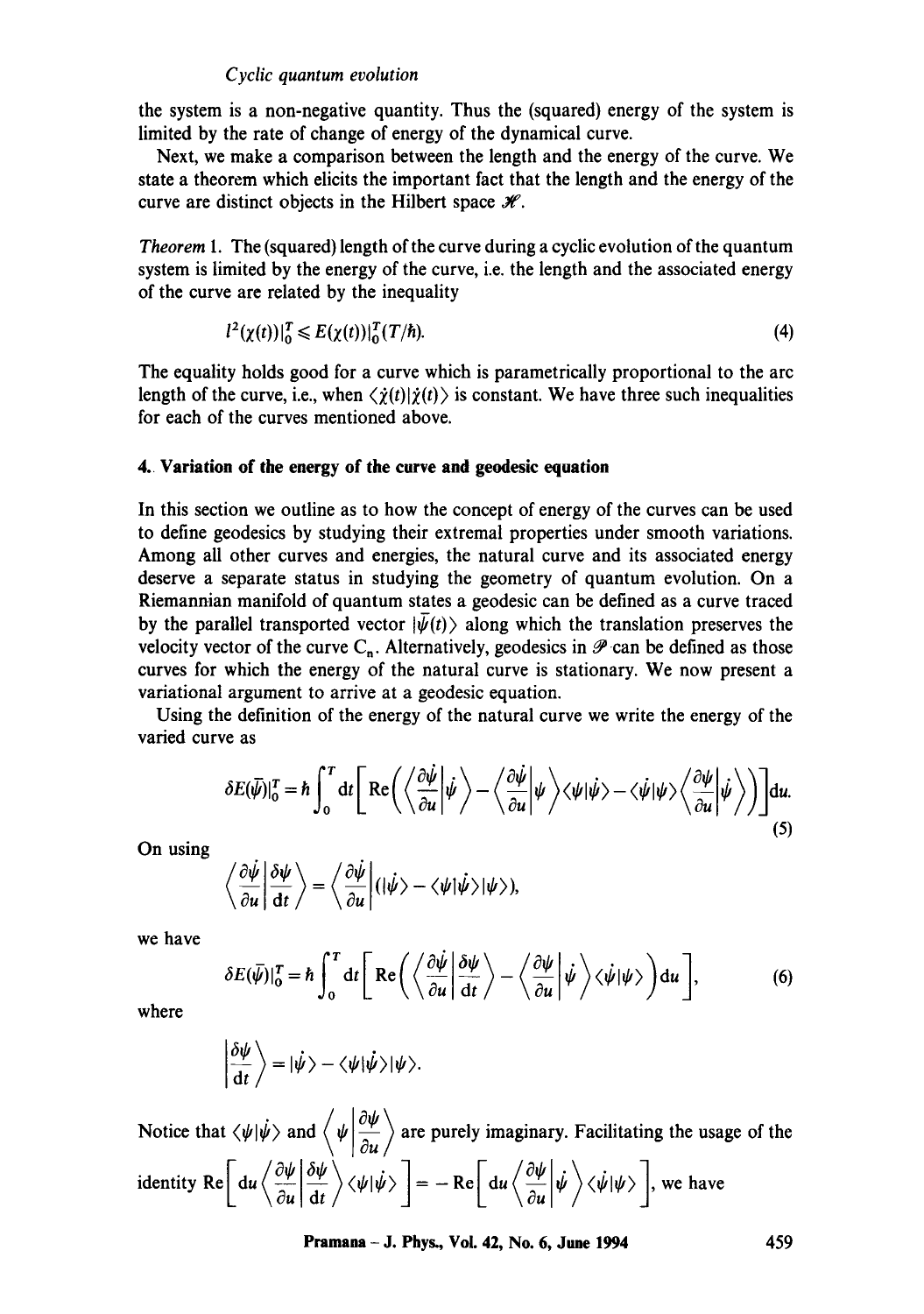the system is a non-negative quantity. Thus the (squared) energy of the system is limited by the rate of change of energy of the dynamical curve.

Next, we make a comparison between the length and the energy of the curve. We state a theorem which elicits the important fact that the length and the energy of the curve are distinct objects in the Hilbert space $\mathscr{H}$.

*Theorem* 1. The (squared) length of the curve during a cyclic evolution of the quantum system is limited by the energy of the curve, i.e. the length and the associated energy of the curve are related by the inequality

$$l^2(\chi(t))|_0^T \leqslant E(\chi(t))|_0^T(T/\hbar). \tag{4}$$

The equality holds good for a curve which is parametrically proportional to the arc length of the curve, i.e., when $\langle\dot{\chi}(t)|\dot{\chi}(t)\rangle$ is constant. We have three such inequalities for each of the curves mentioned above.

## 4. Variation of the energy of the curve and geodesic equation

In this section we outline as to how the concept of energy of the curves can be used to define geodesics by studying their extremal properties under smooth variations. Among all other curves and energies, the natural curve and its associated energy deserve a separate status in studying the geometry of quantum evolution. On a Riemannian manifold of quantum states a geodesic can be defined as a curve traced by the parallel transported vector $|\bar{\psi}(t)\rangle$ along which the translation preserves the velocity vector of the curve $C_n$. Alternatively, geodesics in $\mathscr{P}$ can be defined as those curves for which the energy of the natural curve is stationary. We now present a variational argument to arrive at a geodesic equation.

Using the definition of the energy of the natural curve we write the energy of the varied curve as

$$\delta E(\bar{\psi})|_0^T = \hbar\int_0^T \mathrm{d}t\left[\mathrm{Re}\left(\left\langle\frac{\partial\dot{\psi}}{\partial u}\middle|\dot{\psi}\right\rangle - \left\langle\frac{\partial\dot{\psi}}{\partial u}\middle|\psi\right\rangle\langle\psi|\dot{\psi}\rangle - \langle\dot{\psi}|\psi\rangle\left\langle\frac{\partial\psi}{\partial u}\middle|\dot{\psi}\right\rangle\right)\right]\mathrm{d}u. \tag{5}$$

On using

$$\left\langle\frac{\partial\dot{\psi}}{\partial u}\middle|\frac{\delta\psi}{\mathrm{d}t}\right\rangle = \left\langle\frac{\partial\dot{\psi}}{\partial u}\middle|(|\dot{\psi}\rangle - \langle\psi|\dot{\psi}\rangle|\psi\rangle),\right.$$

we have

$$\delta E(\bar{\psi})|_0^T = \hbar\int_0^T \mathrm{d}t\left[\mathrm{Re}\left(\left\langle\frac{\partial\dot{\psi}}{\partial u}\middle|\frac{\delta\psi}{\mathrm{d}t}\right\rangle - \left\langle\frac{\partial\psi}{\partial u}\middle|\dot{\psi}\right\rangle\langle\dot{\psi}|\psi\rangle\right)\mathrm{d}u\right], \tag{6}$$

where

$$\left|\frac{\delta\psi}{\mathrm{d}t}\right\rangle = |\dot{\psi}\rangle - \langle\psi|\dot{\psi}\rangle|\psi\rangle.$$

Notice that $\langle\psi|\dot{\psi}\rangle$ and $\left\langle\psi\middle|\frac{\partial\psi}{\partial u}\right\rangle$ are purely imaginary. Facilitating the usage of the identity $\mathrm{Re}\left[\mathrm{d}u\left\langle\frac{\partial\psi}{\partial u}\middle|\frac{\delta\psi}{\mathrm{d}t}\right\rangle\langle\psi|\dot{\psi}\rangle\right] = -\mathrm{Re}\left[\mathrm{d}u\left\langle\frac{\partial\psi}{\partial u}\middle|\dot{\psi}\right\rangle\langle\dot{\psi}|\psi\rangle\right]$, we have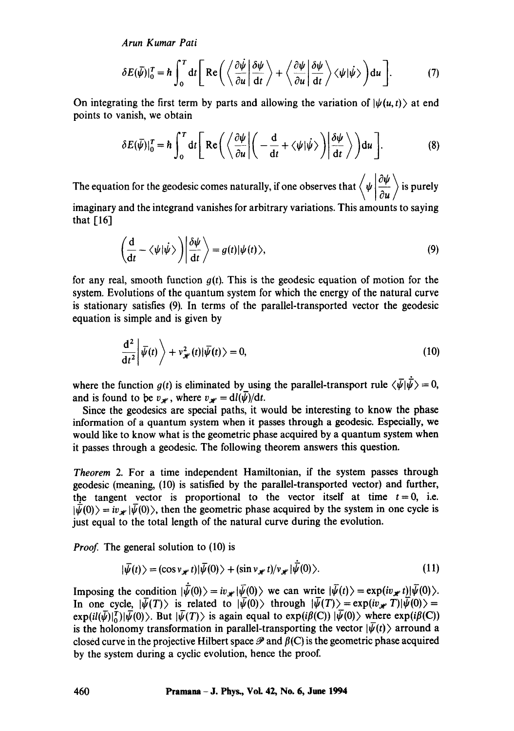$$\delta E(\bar{\psi})|_0^T = \hbar \int_0^T \mathrm{d}t \left[ \mathrm{Re}\left( \left\langle \frac{\partial \dot{\psi}}{\partial u} \middle| \frac{\delta \psi}{\mathrm{d}t} \right\rangle + \left\langle \frac{\partial \psi}{\partial u} \middle| \frac{\delta \psi}{\mathrm{d}t} \right\rangle \langle \psi | \dot{\psi} \rangle \right) \mathrm{d}u \right]. \tag{7}$$

On integrating the first term by parts and allowing the variation of $|\psi(u,t)\rangle$ at end points to vanish, we obtain

$$\delta E(\bar{\psi})|_0^T = \hbar \int_0^T \mathrm{d}t \left[ \mathrm{Re}\left( \left\langle \frac{\partial \psi}{\partial u} \middle| \left( -\frac{\mathrm{d}}{\mathrm{d}t} + \langle \psi | \dot{\psi} \rangle \right) \middle| \frac{\delta \psi}{\mathrm{d}t} \right\rangle \right) \mathrm{d}u \right]. \tag{8}$$

The equation for the geodesic comes naturally, if one observes that $\left\langle \psi \middle| \frac{\partial \psi}{\partial u} \right\rangle$ is purely imaginary and the integrand vanishes for arbitrary variations. This amounts to saying that [16]

$$\left( \frac{\mathrm{d}}{\mathrm{d}t} - \langle \psi | \dot{\psi} \rangle \right) \left| \frac{\delta \psi}{\mathrm{d}t} \right\rangle = g(t) |\psi(t)\rangle, \tag{9}$$

for any real, smooth function $g(t)$. This is the geodesic equation of motion for the system. Evolutions of the quantum system for which the energy of the natural curve is stationary satisfies (9). In terms of the parallel-transported vector the geodesic equation is simple and is given by

$$\frac{\mathrm{d}^2}{\mathrm{d}t^2} \left| \bar{\psi}(t) \right\rangle + v_{\mathscr{H}}^2(t) |\bar{\psi}(t)\rangle = 0, \tag{10}$$

where the function $g(t)$ is eliminated by using the parallel-transport rule $\langle \bar{\psi} | \dot{\bar{\psi}} \rangle = 0$, and is found to be $v_{\mathscr{H}}$, where $v_{\mathscr{H}} = \mathrm{d}l(\bar{\psi})/\mathrm{d}t$.

Since the geodesics are special paths, it would be interesting to know the phase information of a quantum system when it passes through a geodesic. Especially, we would like to know what is the geometric phase acquired by a quantum system when it passes through a geodesic. The following theorem answers this question.

*Theorem* 2. For a time independent Hamiltonian, if the system passes through geodesic (meaning, (10) is satisfied by the parallel-transported vector) and further, the tangent vector is proportional to the vector itself at time $t = 0$, i.e. $|\dot{\bar{\psi}}(0)\rangle = i v_{\mathscr{H}} |\bar{\psi}(0)\rangle$, then the geometric phase acquired by the system in one cycle is just equal to the total length of the natural curve during the evolution.

*Proof.* The general solution to (10) is

$$|\bar{\psi}(t)\rangle = (\cos v_{\mathscr{H}} t) |\bar{\psi}(0)\rangle + (\sin v_{\mathscr{H}} t)/v_{\mathscr{H}} |\dot{\bar{\psi}}(0)\rangle. \tag{11}$$

Imposing the condition $|\dot{\bar{\psi}}(0)\rangle = i v_{\mathscr{H}} |\bar{\psi}(0)\rangle$ we can write $|\bar{\psi}(t)\rangle = \exp(i v_{\mathscr{H}} t) |\bar{\psi}(0)\rangle$. In one cycle, $|\bar{\psi}(T)\rangle$ is related to $|\bar{\psi}(0)\rangle$ through $|\bar{\psi}(T)\rangle = \exp(i v_{\mathscr{H}} T) |\bar{\psi}(0)\rangle = \exp(i l(\bar{\psi})|_0^T) |\bar{\psi}(0)\rangle$. But $|\bar{\psi}(T)\rangle$ is again equal to $\exp(i\beta(\mathrm{C})) |\bar{\psi}(0)\rangle$ where $\exp(i\beta(\mathrm{C}))$ is the holonomy transformation in parallel-transporting the vector $|\bar{\psi}(t)\rangle$ arround a closed curve in the projective Hilbert space $\mathscr{P}$ and $\beta(\mathrm{C})$ is the geometric phase acquired by the system during a cyclic evolution, hence the proof.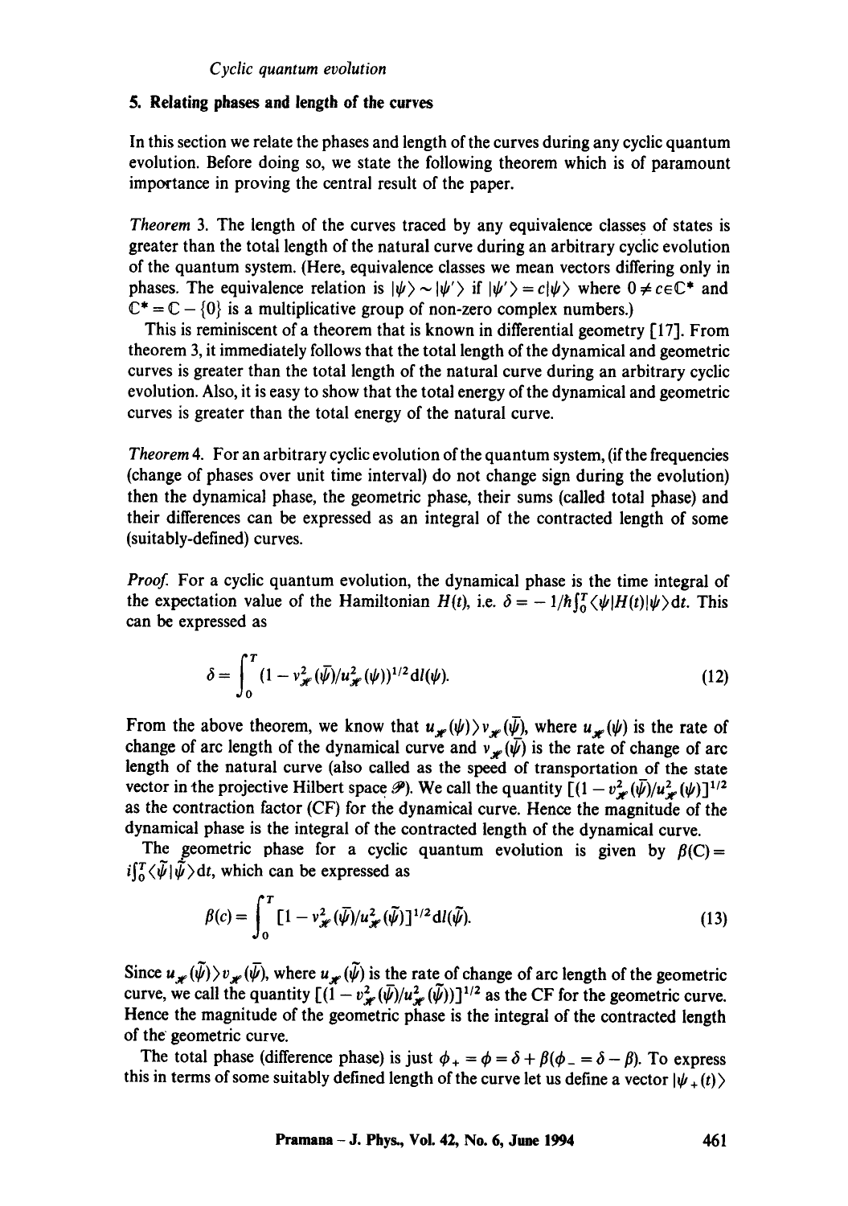## 5. Relating phases and length of the curves

In this section we relate the phases and length of the curves during any cyclic quantum evolution. Before doing so, we state the following theorem which is of paramount importance in proving the central result of the paper.

*Theorem* 3. The length of the curves traced by any equivalence classes of states is greater than the total length of the natural curve during an arbitrary cyclic evolution of the quantum system. (Here, equivalence classes we mean vectors differing only in phases. The equivalence relation is $|\psi\rangle \sim |\psi'\rangle$ if $|\psi'\rangle = c|\psi\rangle$ where $0 \neq c \in \mathbb{C}^*$ and $\mathbb{C}^* = \mathbb{C} - \{0\}$ is a multiplicative group of non-zero complex numbers.)

This is reminiscent of a theorem that is known in differential geometry [17]. From theorem 3, it immediately follows that the total length of the dynamical and geometric curves is greater than the total length of the natural curve during an arbitrary cyclic evolution. Also, it is easy to show that the total energy of the dynamical and geometric curves is greater than the total energy of the natural curve.

*Theorem* 4. For an arbitrary cyclic evolution of the quantum system, (if the frequencies (change of phases over unit time interval) do not change sign during the evolution) then the dynamical phase, the geometric phase, their sums (called total phase) and their differences can be expressed as an integral of the contracted length of some (suitably-defined) curves.

*Proof.* For a cyclic quantum evolution, the dynamical phase is the time integral of the expectation value of the Hamiltonian $H(t)$, i.e. $\delta = -1/\hbar \int_0^T \langle\psi|H(t)|\psi\rangle \mathrm{d}t$. This can be expressed as

$$\delta = \int_0^T (1 - v_{\mathscr{H}}^2(\tilde{\psi})/u_{\mathscr{H}}^2(\psi))^{1/2} \mathrm{d}l(\psi). \tag{12}$$

From the above theorem, we know that $u_{\mathscr{H}}(\psi) > v_{\mathscr{H}}(\tilde{\psi})$, where $u_{\mathscr{H}}(\psi)$ is the rate of change of arc length of the dynamical curve and $v_{\mathscr{H}}(\tilde{\psi})$ is the rate of change of arc length of the natural curve (also called as the speed of transportation of the state vector in the projective Hilbert space $\mathscr{P}$). We call the quantity $[(1 - v_{\mathscr{H}}^2(\tilde{\psi})/u_{\mathscr{H}}^2(\psi)]^{1/2}$ as the contraction factor (CF) for the dynamical curve. Hence the magnitude of the dynamical phase is the integral of the contracted length of the dynamical curve.

The geometric phase for a cyclic quantum evolution is given by $\beta(C) = i\int_0^T \langle\tilde{\psi}|\dot{\tilde{\psi}}\rangle \mathrm{d}t$, which can be expressed as

$$\beta(c) = \int_0^T [1 - v_{\mathscr{H}}^2(\tilde{\psi})/u_{\mathscr{H}}^2(\tilde{\psi})]^{1/2} \mathrm{d}l(\tilde{\psi}). \tag{13}$$

Since $u_{\mathscr{H}}(\tilde{\psi}) > v_{\mathscr{H}}(\tilde{\psi})$, where $u_{\mathscr{H}}(\tilde{\psi})$ is the rate of change of arc length of the geometric curve, we call the quantity $[(1 - v_{\mathscr{H}}^2(\tilde{\psi})/u_{\mathscr{H}}^2(\tilde{\psi}))]^{1/2}$ as the CF for the geometric curve. Hence the magnitude of the geometric phase is the integral of the contracted length of the geometric curve.

The total phase (difference phase) is just $\phi_+ = \phi = \delta + \beta(\phi_- = \delta - \beta)$. To express this in terms of some suitably defined length of the curve let us define a vector $|\psi_+(t)\rangle$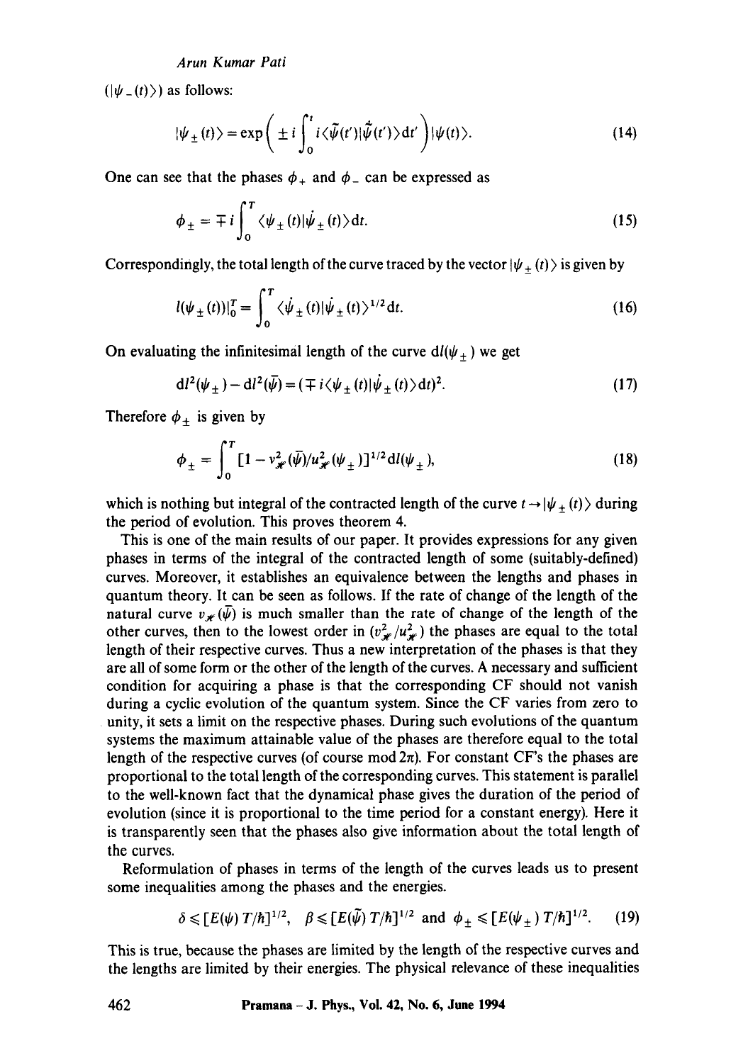($|\psi_-(t)\rangle$) as follows:

$$|\psi_\pm(t)\rangle = \exp\left(\pm i\int_0^t i\langle\tilde{\psi}(t')|\dot{\tilde{\psi}}(t')\rangle \mathrm{d}t'\right)|\psi(t)\rangle. \tag{14}$$

One can see that the phases $\phi_+$ and $\phi_-$ can be expressed as

$$\phi_\pm = \mp i\int_0^T \langle\psi_\pm(t)|\dot{\psi}_\pm(t)\rangle \mathrm{d}t. \tag{15}$$

Correspondingly, the total length of the curve traced by the vector $|\psi_\pm(t)\rangle$ is given by

$$l(\psi_\pm(t))|_0^T = \int_0^T \langle\dot{\psi}_\pm(t)|\dot{\psi}_\pm(t)\rangle^{1/2}\mathrm{d}t. \tag{16}$$

On evaluating the infinitesimal length of the curve $\mathrm{d}l(\psi_\pm)$ we get

$$\mathrm{d}l^2(\psi_\pm) - \mathrm{d}l^2(\bar{\psi}) = (\mp i\langle\psi_\pm(t)|\dot{\psi}_\pm(t)\rangle \mathrm{d}t)^2. \tag{17}$$

Therefore $\phi_\pm$ is given by

$$\phi_\pm = \int_0^T [1 - v_{\mathscr{H}}^2(\bar{\psi})/u_{\mathscr{H}}^2(\psi_\pm)]^{1/2}\mathrm{d}l(\psi_\pm), \tag{18}$$

which is nothing but integral of the contracted length of the curve $t \to |\psi_\pm(t)\rangle$ during the period of evolution. This proves theorem 4.

This is one of the main results of our paper. It provides expressions for any given phases in terms of the integral of the contracted length of some (suitably-defined) curves. Moreover, it establishes an equivalence between the lengths and phases in quantum theory. It can be seen as follows. If the rate of change of the length of the natural curve $v_{\mathscr{H}}(\bar{\psi})$ is much smaller than the rate of change of the length of the other curves, then to the lowest order in $(v_{\mathscr{H}}^2/u_{\mathscr{H}}^2)$ the phases are equal to the total length of their respective curves. Thus a new interpretation of the phases is that they are all of some form or the other of the length of the curves. A necessary and sufficient condition for acquiring a phase is that the corresponding CF should not vanish during a cyclic evolution of the quantum system. Since the CF varies from zero to unity, it sets a limit on the respective phases. During such evolutions of the quantum systems the maximum attainable value of the phases are therefore equal to the total length of the respective curves (of course mod $2\pi$). For constant CF's the phases are proportional to the total length of the corresponding curves. This statement is parallel to the well-known fact that the dynamical phase gives the duration of the period of evolution (since it is proportional to the time period for a constant energy). Here it is transparently seen that the phases also give information about the total length of the curves.

Reformulation of phases in terms of the length of the curves leads us to present some inequalities among the phases and the energies.

$$\delta \leqslant [E(\psi)\,T/\hbar]^{1/2}, \quad \beta \leqslant [E(\tilde{\psi})\,T/\hbar]^{1/2} \text{ and } \phi_\pm \leqslant [E(\psi_\pm)\,T/\hbar]^{1/2}. \tag{19}$$

This is true, because the phases are limited by the length of the respective curves and the lengths are limited by their energies. The physical relevance of these inequalities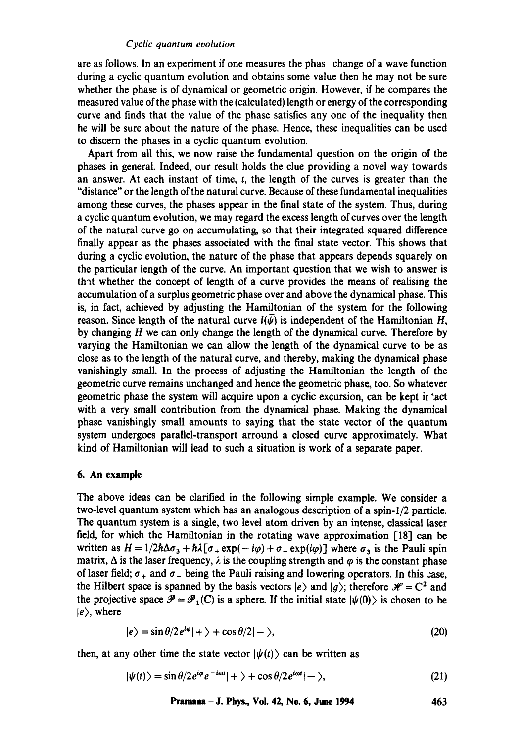are as follows. In an experiment if one measures the phas change of a wave function during a cyclic quantum evolution and obtains some value then he may not be sure whether the phase is of dynamical or geometric origin. However, if he compares the measured value of the phase with the (calculated) length or energy of the corresponding curve and finds that the value of the phase satisfies any one of the inequality then he will be sure about the nature of the phase. Hence, these inequalities can be used to discern the phases in a cyclic quantum evolution.

Apart from all this, we now raise the fundamental question on the origin of the phases in general. Indeed, our result holds the clue providing a novel way towards an answer. At each instant of time, $t$, the length of the curves is greater than the "distance" or the length of the natural curve. Because of these fundamental inequalities among these curves, the phases appear in the final state of the system. Thus, during a cyclic quantum evolution, we may regard the excess length of curves over the length of the natural curve go on accumulating, so that their integrated squared difference finally appear as the phases associated with the final state vector. This shows that during a cyclic evolution, the nature of the phase that appears depends squarely on the particular length of the curve. An important question that we wish to answer is that whether the concept of length of a curve provides the means of realising the accumulation of a surplus geometric phase over and above the dynamical phase. This is, in fact, achieved by adjusting the Hamiltonian of the system for the following reason. Since length of the natural curve $l(\bar{\psi})$ is independent of the Hamiltonian $H$, by changing $H$ we can only change the length of the dynamical curve. Therefore by varying the Hamiltonian we can allow the length of the dynamical curve to be as close as to the length of the natural curve, and thereby, making the dynamical phase vanishingly small. In the process of adjusting the Hamiltonian the length of the geometric curve remains unchanged and hence the geometric phase, too. So whatever geometric phase the system will acquire upon a cyclic excursion, can be kept intact with a very small contribution from the dynamical phase. Making the dynamical phase vanishingly small amounts to saying that the state vector of the quantum system undergoes parallel-transport arround a closed curve approximately. What kind of Hamiltonian will lead to such a situation is work of a separate paper.

## 6. An example

The above ideas can be clarified in the following simple example. We consider a two-level quantum system which has an analogous description of a spin-1/2 particle. The quantum system is a single, two level atom driven by an intense, classical laser field, for which the Hamiltonian in the rotating wave approximation [18] can be written as $H = 1/2\hbar\Delta\sigma_3 + \hbar\lambda[\sigma_+ \exp(-i\varphi) + \sigma_- \exp(i\varphi)]$ where $\sigma_3$ is the Pauli spin matrix, $\Delta$ is the laser frequency, $\lambda$ is the coupling strength and $\varphi$ is the constant phase of laser field; $\sigma_+$ and $\sigma_-$ being the Pauli raising and lowering operators. In this case, the Hilbert space is spanned by the basis vectors $|e\rangle$ and $|g\rangle$; therefore $\mathscr{H} = C^2$ and the projective space $\mathscr{P} = \mathscr{P}_1(C)$ is a sphere. If the initial state $|\psi(0)\rangle$ is chosen to be $|e\rangle$, where

$$|e\rangle = \sin\theta/2 e^{i\varphi}|+\rangle + \cos\theta/2|-\rangle, \tag{20}$$

then, at any other time the state vector $|\psi(t)\rangle$ can be written as

$$|\psi(t)\rangle = \sin\theta/2 e^{i\varphi} e^{-i\omega t}|+\rangle + \cos\theta/2 e^{i\omega t}|-\rangle, \tag{21}$$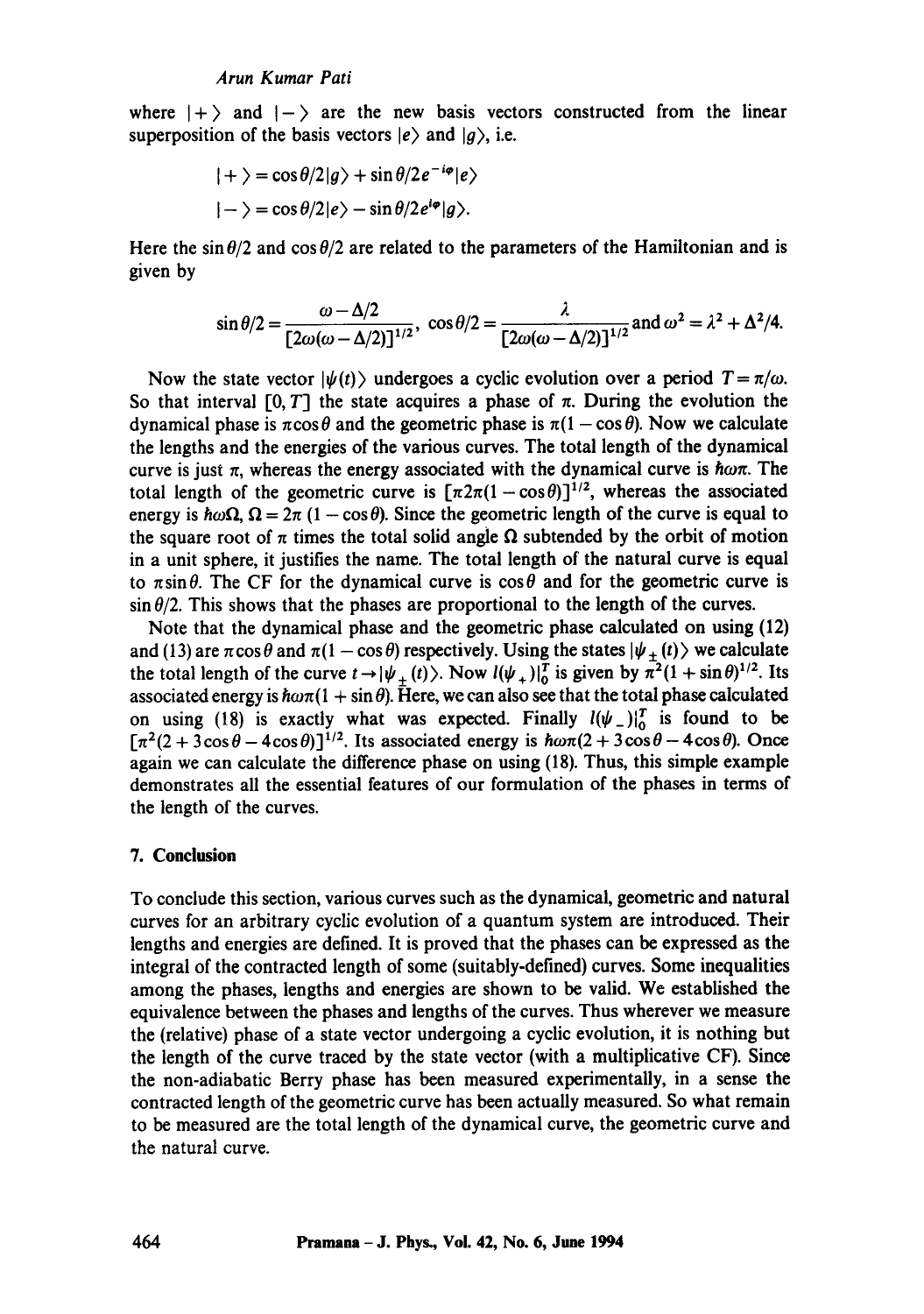where $|+\rangle$ and $|-\rangle$ are the new basis vectors constructed from the linear superposition of the basis vectors $|e\rangle$ and $|g\rangle$, i.e.

$$|+\rangle = \cos\theta/2|g\rangle + \sin\theta/2 e^{-i\varphi}|e\rangle$$

$$|-\rangle = \cos\theta/2|e\rangle - \sin\theta/2 e^{i\varphi}|g\rangle.$$

Here the $\sin\theta/2$ and $\cos\theta/2$ are related to the parameters of the Hamiltonian and is given by

$$\sin\theta/2 = \frac{\omega - \Delta/2}{[2\omega(\omega - \Delta/2)]^{1/2}},\ \cos\theta/2 = \frac{\lambda}{[2\omega(\omega - \Delta/2)]^{1/2}} \text{ and } \omega^2 = \lambda^2 + \Delta^2/4.$$

Now the state vector $|\psi(t)\rangle$ undergoes a cyclic evolution over a period $T = \pi/\omega$. So that interval $[0, T]$ the state acquires a phase of $\pi$. During the evolution the dynamical phase is $\pi\cos\theta$ and the geometric phase is $\pi(1 - \cos\theta)$. Now we calculate the lengths and the energies of the various curves. The total length of the dynamical curve is just $\pi$, whereas the energy associated with the dynamical curve is $\hbar\omega\pi$. The total length of the geometric curve is $[\pi 2\pi(1 - \cos\theta)]^{1/2}$, whereas the associated energy is $\hbar\omega\Omega$, $\Omega = 2\pi\ (1 - \cos\theta)$. Since the geometric length of the curve is equal to the square root of $\pi$ times the total solid angle $\Omega$ subtended by the orbit of motion in a unit sphere, it justifies the name. The total length of the natural curve is equal to $\pi\sin\theta$. The CF for the dynamical curve is $\cos\theta$ and for the geometric curve is $\sin\theta/2$. This shows that the phases are proportional to the length of the curves.

Note that the dynamical phase and the geometric phase calculated on using (12) and (13) are $\pi\cos\theta$ and $\pi(1 - \cos\theta)$ respectively. Using the states $|\psi_{\pm}(t)\rangle$ we calculate the total length of the curve $t \to |\psi_{\pm}(t)\rangle$. Now $l(\psi_+)|_0^T$ is given by $\pi^2(1 + \sin\theta)^{1/2}$. Its associated energy is $\hbar\omega\pi(1 + \sin\theta)$. Here, we can also see that the total phase calculated on using (18) is exactly what was expected. Finally $l(\psi_-)|_0^T$ is found to be $[\pi^2(2 + 3\cos\theta - 4\cos\theta)]^{1/2}$. Its associated energy is $\hbar\omega\pi(2 + 3\cos\theta - 4\cos\theta)$. Once again we can calculate the difference phase on using (18). Thus, this simple example demonstrates all the essential features of our formulation of the phases in terms of the length of the curves.

## 7. Conclusion

To conclude this section, various curves such as the dynamical, geometric and natural curves for an arbitrary cyclic evolution of a quantum system are introduced. Their lengths and energies are defined. It is proved that the phases can be expressed as the integral of the contracted length of some (suitably-defined) curves. Some inequalities among the phases, lengths and energies are shown to be valid. We established the equivalence between the phases and lengths of the curves. Thus wherever we measure the (relative) phase of a state vector undergoing a cyclic evolution, it is nothing but the length of the curve traced by the state vector (with a multiplicative CF). Since the non-adiabatic Berry phase has been measured experimentally, in a sense the contracted length of the geometric curve has been actually measured. So what remain to be measured are the total length of the dynamical curve, the geometric curve and the natural curve.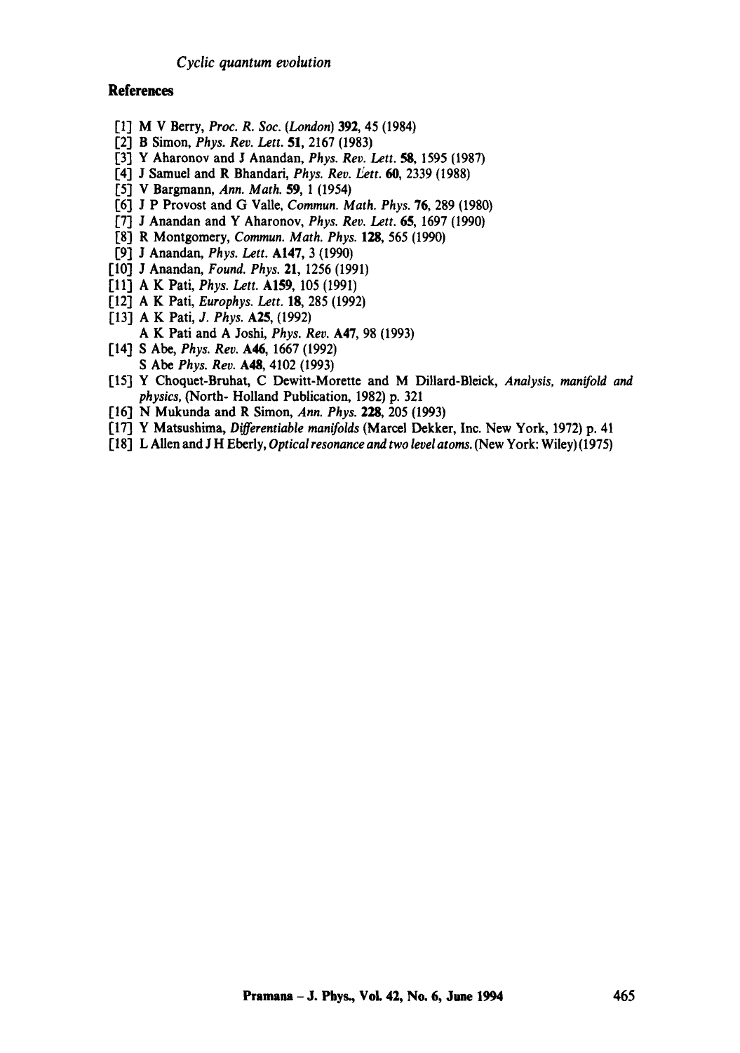## References

[1] M V Berry, *Proc. R. Soc. (London)* **392**, 45 (1984)
[2] B Simon, *Phys. Rev. Lett.* **51**, 2167 (1983)
[3] Y Aharonov and J Anandan, *Phys. Rev. Lett.* **58**, 1595 (1987)
[4] J Samuel and R Bhandari, *Phys. Rev. Lett.* **60**, 2339 (1988)
[5] V Bargmann, *Ann. Math.* **59**, 1 (1954)
[6] J P Provost and G Valle, *Commun. Math. Phys.* **76**, 289 (1980)
[7] J Anandan and Y Aharonov, *Phys. Rev. Lett.* **65**, 1697 (1990)
[8] R Montgomery, *Commun. Math. Phys.* **128**, 565 (1990)
[9] J Anandan, *Phys. Lett.* **A147**, 3 (1990)
[10] J Anandan, *Found. Phys.* **21**, 1256 (1991)
[11] A K Pati, *Phys. Lett.* **A159**, 105 (1991)
[12] A K Pati, *Europhys. Lett.* **18**, 285 (1992)
[13] A K Pati, *J. Phys.* **A25**, (1992)
A K Pati and A Joshi, *Phys. Rev.* **A47**, 98 (1993)
[14] S Abe, *Phys. Rev.* **A46**, 1667 (1992)
S Abe *Phys. Rev.* **A48**, 4102 (1993)
[15] Y Choquet-Bruhat, C Dewitt-Morette and M Dillard-Bleick, *Analysis, manifold and physics*, (North- Holland Publication, 1982) p. 321
[16] N Mukunda and R Simon, *Ann. Phys.* **228**, 205 (1993)
[17] Y Matsushima, *Differentiable manifolds* (Marcel Dekker, Inc. New York, 1972) p. 41
[18] L Allen and J H Eberly, *Optical resonance and two level atoms*. (New York: Wiley) (1975)